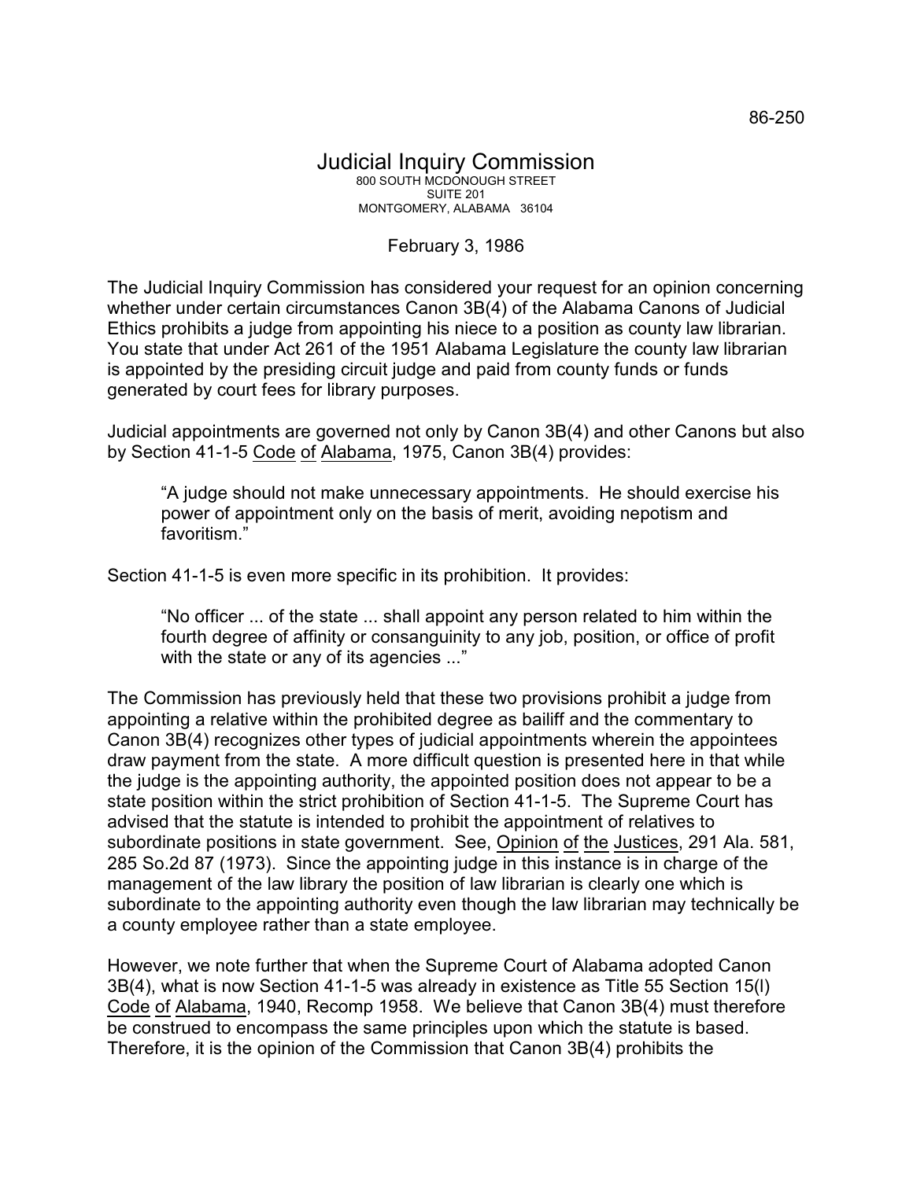86-250

# Judicial Inquiry Commission

800 SOUTH MCDONOUGH STREET
SUITE 201
MONTGOMERY, ALABAMA 36104

February 3, 1986

The Judicial Inquiry Commission has considered your request for an opinion concerning whether under certain circumstances Canon 3B(4) of the Alabama Canons of Judicial Ethics prohibits a judge from appointing his niece to a position as county law librarian. You state that under Act 261 of the 1951 Alabama Legislature the county law librarian is appointed by the presiding circuit judge and paid from county funds or funds generated by court fees for library purposes.

Judicial appointments are governed not only by Canon 3B(4) and other Canons but also by Section 41-1-5 Code of Alabama, 1975, Canon 3B(4) provides:

> "A judge should not make unnecessary appointments. He should exercise his power of appointment only on the basis of merit, avoiding nepotism and favoritism."

Section 41-1-5 is even more specific in its prohibition. It provides:

> "No officer ... of the state ... shall appoint any person related to him within the fourth degree of affinity or consanguinity to any job, position, or office of profit with the state or any of its agencies ..."

The Commission has previously held that these two provisions prohibit a judge from appointing a relative within the prohibited degree as bailiff and the commentary to Canon 3B(4) recognizes other types of judicial appointments wherein the appointees draw payment from the state. A more difficult question is presented here in that while the judge is the appointing authority, the appointed position does not appear to be a state position within the strict prohibition of Section 41-1-5. The Supreme Court has advised that the statute is intended to prohibit the appointment of relatives to subordinate positions in state government. See, Opinion of the Justices, 291 Ala. 581, 285 So.2d 87 (1973). Since the appointing judge in this instance is in charge of the management of the law library the position of law librarian is clearly one which is subordinate to the appointing authority even though the law librarian may technically be a county employee rather than a state employee.

However, we note further that when the Supreme Court of Alabama adopted Canon 3B(4), what is now Section 41-1-5 was already in existence as Title 55 Section 15(l) Code of Alabama, 1940, Recomp 1958. We believe that Canon 3B(4) must therefore be construed to encompass the same principles upon which the statute is based. Therefore, it is the opinion of the Commission that Canon 3B(4) prohibits the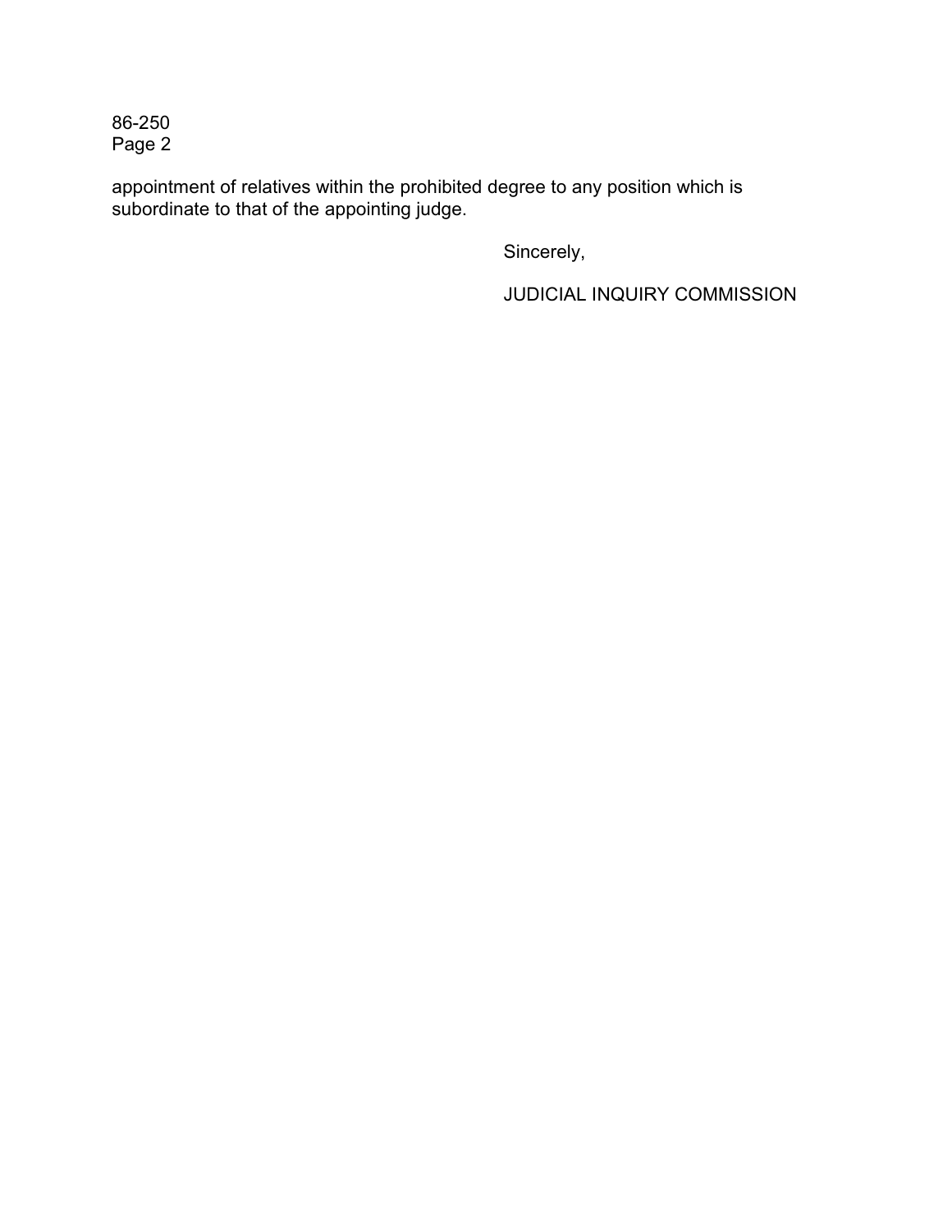appointment of relatives within the prohibited degree to any position which is subordinate to that of the appointing judge.

Sincerely,

JUDICIAL INQUIRY COMMISSION